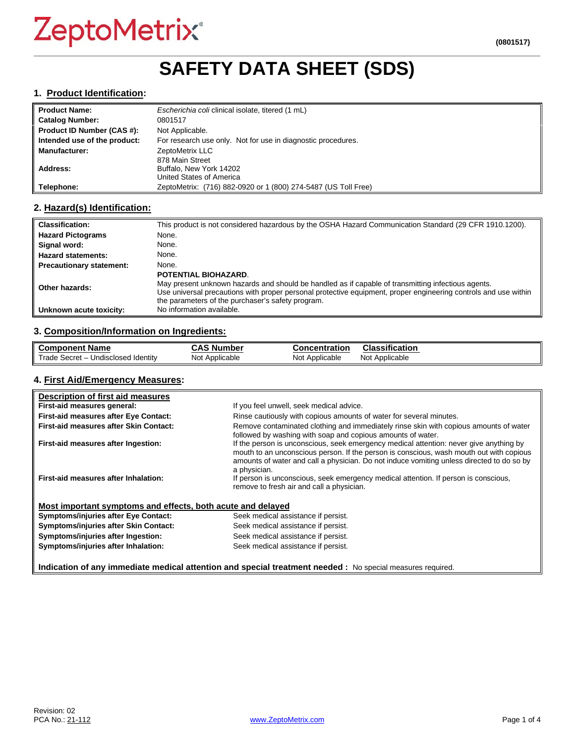ZeptoMetrix®

(0801517)

# SAFETY DATA SHEET (SDS)

## 1. Product Identification:

| | |
|---|---|
| **Product Name:** | *Escherichia coli* clinical isolate, titered (1 mL) |
| **Catalog Number:** | 0801517 |
| **Product ID Number (CAS #):** | Not Applicable. |
| **Intended use of the product:** | For research use only. Not for use in diagnostic procedures. |
| **Manufacturer:** | ZeptoMetrix LLC |
| **Address:** | 878 Main Street<br>Buffalo, New York 14202<br>United States of America |
| **Telephone:** | ZeptoMetrix: (716) 882-0920 or 1 (800) 274-5487 (US Toll Free) |

## 2. Hazard(s) Identification:

| | |
|---|---|
| **Classification:** | This product is not considered hazardous by the OSHA Hazard Communication Standard (29 CFR 1910.1200). |
| **Hazard Pictograms** | None. |
| **Signal word:** | None. |
| **Hazard statements:** | None. |
| **Precautionary statement:** | None. |
| **Other hazards:** | **POTENTIAL BIOHAZARD**.<br>May present unknown hazards and should be handled as if capable of transmitting infectious agents.<br>Use universal precautions with proper personal protective equipment, proper engineering controls and use within the parameters of the purchaser's safety program. |
| **Unknown acute toxicity:** | No information available. |

## 3. Composition/Information on Ingredients:

| Component Name | CAS Number | Concentration | Classification |
|---|---|---|---|
| Trade Secret – Undisclosed Identity | Not Applicable | Not Applicable | Not Applicable |

## 4. First Aid/Emergency Measures:

**Description of first aid measures**

| | |
|---|---|
| **First-aid measures general:** | If you feel unwell, seek medical advice. |
| **First-aid measures after Eye Contact:** | Rinse cautiously with copious amounts of water for several minutes. |
| **First-aid measures after Skin Contact:** | Remove contaminated clothing and immediately rinse skin with copious amounts of water followed by washing with soap and copious amounts of water. |
| **First-aid measures after Ingestion:** | If the person is unconscious, seek emergency medical attention: never give anything by mouth to an unconscious person. If the person is conscious, wash mouth out with copious amounts of water and call a physician. Do not induce vomiting unless directed to do so by a physician. |
| **First-aid measures after Inhalation:** | If person is unconscious, seek emergency medical attention. If person is conscious, remove to fresh air and call a physician. |

**Most important symptoms and effects, both acute and delayed**

| | |
|---|---|
| **Symptoms/injuries after Eye Contact:** | Seek medical assistance if persist. |
| **Symptoms/injuries after Skin Contact:** | Seek medical assistance if persist. |
| **Symptoms/injuries after Ingestion:** | Seek medical assistance if persist. |
| **Symptoms/injuries after Inhalation:** | Seek medical assistance if persist. |

**Indication of any immediate medical attention and special treatment needed :** No special measures required.

Revision: 02
PCA No.: 21-112

www.ZeptoMetrix.com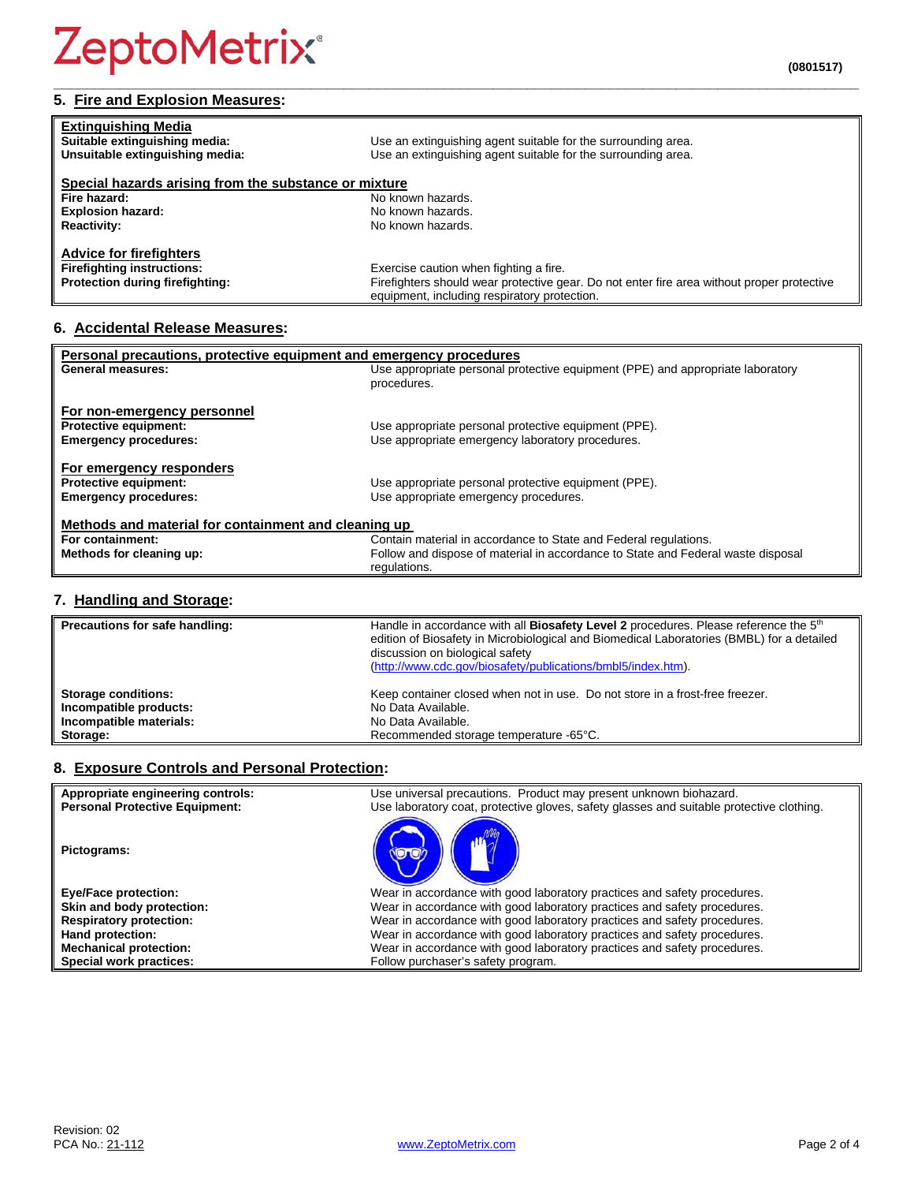## 5. Fire and Explosion Measures:

| | |
|---|---|
| **Extinguishing Media** | |
| **Suitable extinguishing media:** | Use an extinguishing agent suitable for the surrounding area. |
| **Unsuitable extinguishing media:** | Use an extinguishing agent suitable for the surrounding area. |
| **Special hazards arising from the substance or mixture** | |
| **Fire hazard:** | No known hazards. |
| **Explosion hazard:** | No known hazards. |
| **Reactivity:** | No known hazards. |
| **Advice for firefighters** | |
| **Firefighting instructions:** | Exercise caution when fighting a fire. |
| **Protection during firefighting:** | Firefighters should wear protective gear. Do not enter fire area without proper protective equipment, including respiratory protection. |

## 6. Accidental Release Measures:

| | |
|---|---|
| **Personal precautions, protective equipment and emergency procedures** | |
| **General measures:** | Use appropriate personal protective equipment (PPE) and appropriate laboratory procedures. |
| **For non-emergency personnel** | |
| **Protective equipment:** | Use appropriate personal protective equipment (PPE). |
| **Emergency procedures:** | Use appropriate emergency laboratory procedures. |
| **For emergency responders** | |
| **Protective equipment:** | Use appropriate personal protective equipment (PPE). |
| **Emergency procedures:** | Use appropriate emergency procedures. |
| **Methods and material for containment and cleaning up** | |
| **For containment:** | Contain material in accordance to State and Federal regulations. |
| **Methods for cleaning up:** | Follow and dispose of material in accordance to State and Federal waste disposal regulations. |

## 7. Handling and Storage:

| | |
|---|---|
| **Precautions for safe handling:** | Handle in accordance with all **Biosafety Level 2** procedures. Please reference the 5th edition of Biosafety in Microbiological and Biomedical Laboratories (BMBL) for a detailed discussion on biological safety (http://www.cdc.gov/biosafety/publications/bmbl5/index.htm). |
| **Storage conditions:** | Keep container closed when not in use. Do not store in a frost-free freezer. |
| **Incompatible products:** | No Data Available. |
| **Incompatible materials:** | No Data Available. |
| **Storage:** | Recommended storage temperature -65°C. |

## 8. Exposure Controls and Personal Protection:

| | |
|---|---|
| **Appropriate engineering controls:** | Use universal precautions. Product may present unknown biohazard. |
| **Personal Protective Equipment:** | Use laboratory coat, protective gloves, safety glasses and suitable protective clothing. |
| **Pictograms:** | |
| **Eye/Face protection:** | Wear in accordance with good laboratory practices and safety procedures. |
| **Skin and body protection:** | Wear in accordance with good laboratory practices and safety procedures. |
| **Respiratory protection:** | Wear in accordance with good laboratory practices and safety procedures. |
| **Hand protection:** | Wear in accordance with good laboratory practices and safety procedures. |
| **Mechanical protection:** | Wear in accordance with good laboratory practices and safety procedures. |
| **Special work practices:** | Follow purchaser's safety program. |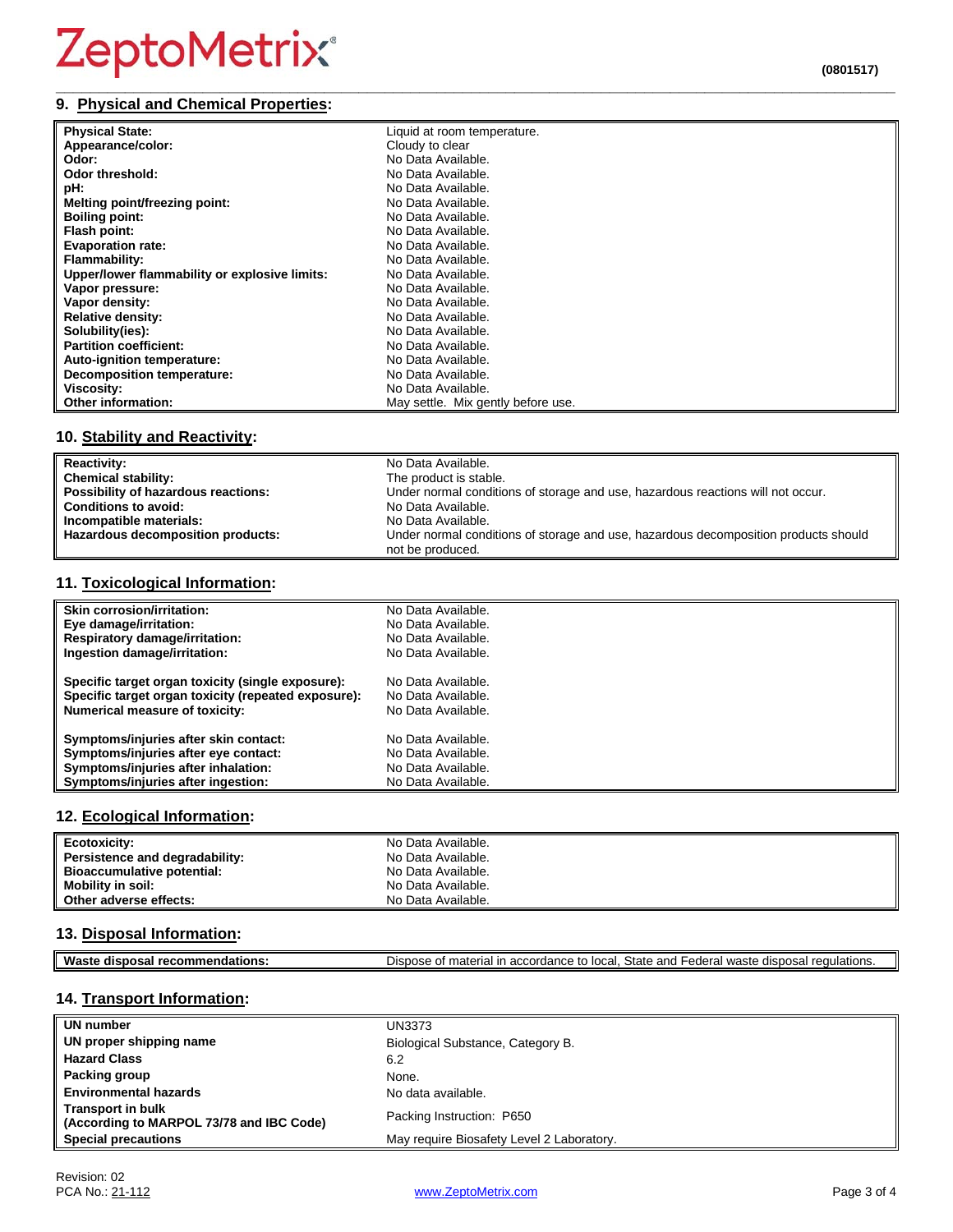## 9. Physical and Chemical Properties:

| | |
|---|---|
| **Physical State:** | Liquid at room temperature. |
| **Appearance/color:** | Cloudy to clear |
| **Odor:** | No Data Available. |
| **Odor threshold:** | No Data Available. |
| **pH:** | No Data Available. |
| **Melting point/freezing point:** | No Data Available. |
| **Boiling point:** | No Data Available. |
| **Flash point:** | No Data Available. |
| **Evaporation rate:** | No Data Available. |
| **Flammability:** | No Data Available. |
| **Upper/lower flammability or explosive limits:** | No Data Available. |
| **Vapor pressure:** | No Data Available. |
| **Vapor density:** | No Data Available. |
| **Relative density:** | No Data Available. |
| **Solubility(ies):** | No Data Available. |
| **Partition coefficient:** | No Data Available. |
| **Auto-ignition temperature:** | No Data Available. |
| **Decomposition temperature:** | No Data Available. |
| **Viscosity:** | No Data Available. |
| **Other information:** | May settle. Mix gently before use. |

## 10. Stability and Reactivity:

| | |
|---|---|
| **Reactivity:** | No Data Available. |
| **Chemical stability:** | The product is stable. |
| **Possibility of hazardous reactions:** | Under normal conditions of storage and use, hazardous reactions will not occur. |
| **Conditions to avoid:** | No Data Available. |
| **Incompatible materials:** | No Data Available. |
| **Hazardous decomposition products:** | Under normal conditions of storage and use, hazardous decomposition products should not be produced. |

## 11. Toxicological Information:

| | |
|---|---|
| **Skin corrosion/irritation:** | No Data Available. |
| **Eye damage/irritation:** | No Data Available. |
| **Respiratory damage/irritation:** | No Data Available. |
| **Ingestion damage/irritation:** | No Data Available. |
| **Specific target organ toxicity (single exposure):** | No Data Available. |
| **Specific target organ toxicity (repeated exposure):** | No Data Available. |
| **Numerical measure of toxicity:** | No Data Available. |
| **Symptoms/injuries after skin contact:** | No Data Available. |
| **Symptoms/injuries after eye contact:** | No Data Available. |
| **Symptoms/injuries after inhalation:** | No Data Available. |
| **Symptoms/injuries after ingestion:** | No Data Available. |

## 12. Ecological Information:

| | |
|---|---|
| **Ecotoxicity:** | No Data Available. |
| **Persistence and degradability:** | No Data Available. |
| **Bioaccumulative potential:** | No Data Available. |
| **Mobility in soil:** | No Data Available. |
| **Other adverse effects:** | No Data Available. |

## 13. Disposal Information:

| | |
|---|---|
| **Waste disposal recommendations:** | Dispose of material in accordance to local, State and Federal waste disposal regulations. |

## 14. Transport Information:

| | |
|---|---|
| **UN number** | UN3373 |
| **UN proper shipping name** | Biological Substance, Category B. |
| **Hazard Class** | 6.2 |
| **Packing group** | None. |
| **Environmental hazards** | No data available. |
| **Transport in bulk (According to MARPOL 73/78 and IBC Code)** | Packing Instruction: P650 |
| **Special precautions** | May require Biosafety Level 2 Laboratory. |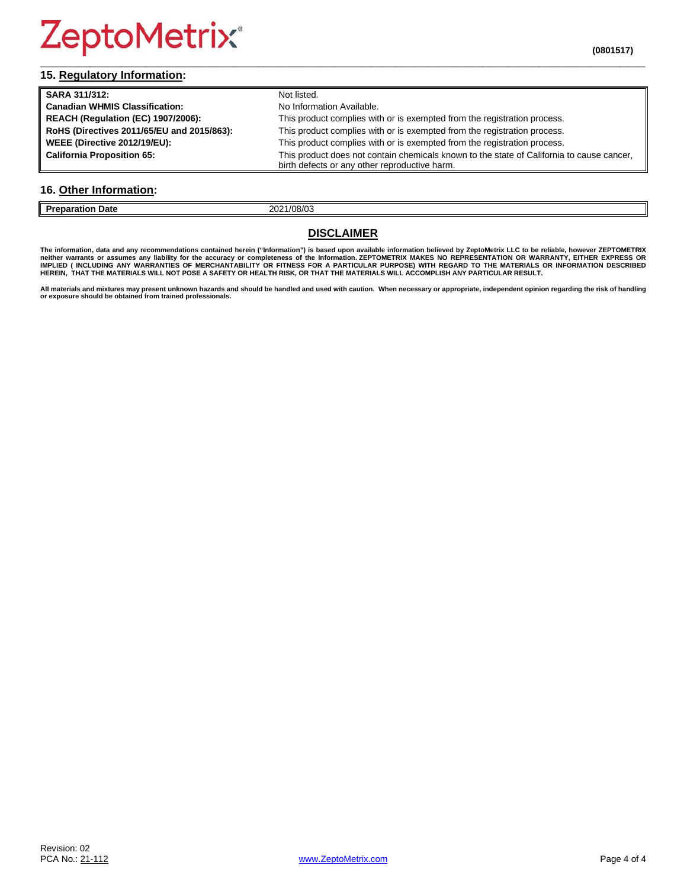## 15. Regulatory Information:

| | |
|---|---|
| **SARA 311/312:** | Not listed. |
| **Canadian WHMIS Classification:** | No Information Available. |
| **REACH (Regulation (EC) 1907/2006):** | This product complies with or is exempted from the registration process. |
| **RoHS (Directives 2011/65/EU and 2015/863):** | This product complies with or is exempted from the registration process. |
| **WEEE (Directive 2012/19/EU):** | This product complies with or is exempted from the registration process. |
| **California Proposition 65:** | This product does not contain chemicals known to the state of California to cause cancer, birth defects or any other reproductive harm. |

## 16. Other Information:

| | |
|---|---|
| **Preparation Date** | 2021/08/03 |

## DISCLAIMER

**The information, data and any recommendations contained herein ("Information") is based upon available information believed by ZeptoMetrix LLC to be reliable, however ZEPTOMETRIX neither warrants or assumes any liability for the accuracy or completeness of the Information. ZEPTOMETRIX MAKES NO REPRESENTATION OR WARRANTY, EITHER EXPRESS OR IMPLIED ( INCLUDING ANY WARRANTIES OF MERCHANTABILITY OR FITNESS FOR A PARTICULAR PURPOSE) WITH REGARD TO THE MATERIALS OR INFORMATION DESCRIBED HEREIN, THAT THE MATERIALS WILL NOT POSE A SAFETY OR HEALTH RISK, OR THAT THE MATERIALS WILL ACCOMPLISH ANY PARTICULAR RESULT.**

**All materials and mixtures may present unknown hazards and should be handled and used with caution. When necessary or appropriate, independent opinion regarding the risk of handling or exposure should be obtained from trained professionals.**

Revision: 02
PCA No.: 21-112